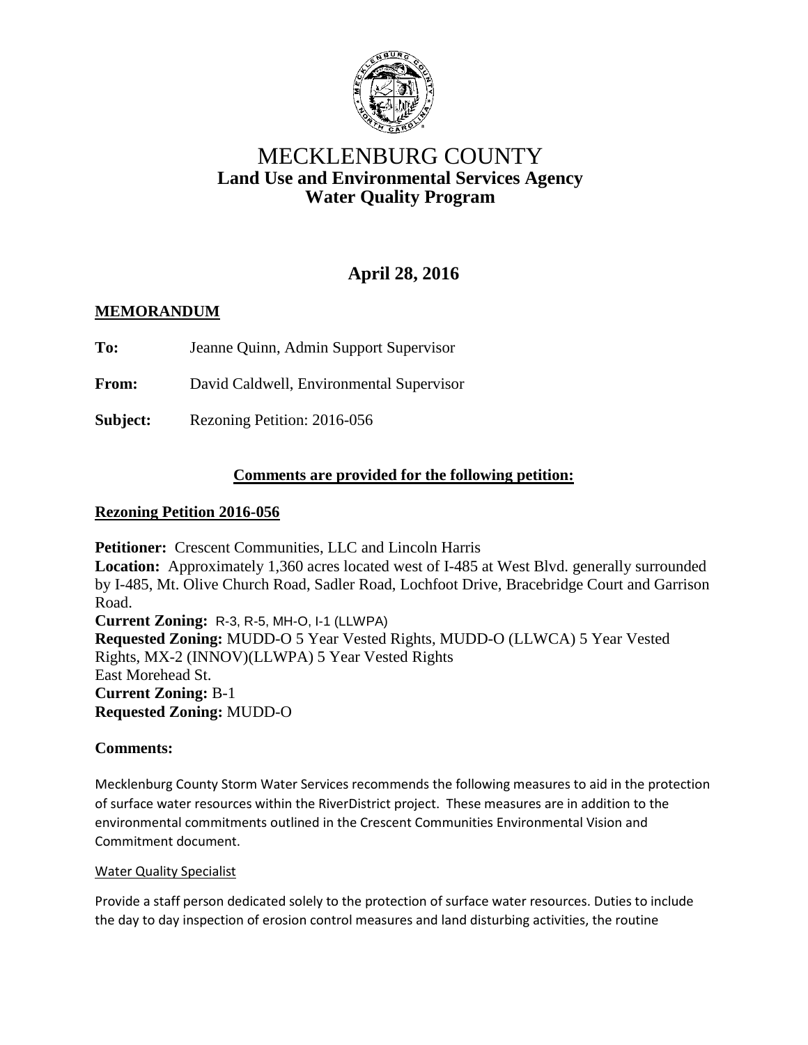# MECKLENBURG COUNTY
## Land Use and Environmental Services Agency
## Water Quality Program

**April 28, 2016**

**MEMORANDUM**

**To:** Jeanne Quinn, Admin Support Supervisor

**From:** David Caldwell, Environmental Supervisor

**Subject:** Rezoning Petition: 2016-056

**Comments are provided for the following petition:**

**Rezoning Petition 2016-056**

**Petitioner:** Crescent Communities, LLC and Lincoln Harris
**Location:** Approximately 1,360 acres located west of I-485 at West Blvd. generally surrounded by I-485, Mt. Olive Church Road, Sadler Road, Lochfoot Drive, Bracebridge Court and Garrison Road.
**Current Zoning:** R-3, R-5, MH-O, I-1 (LLWPA)
**Requested Zoning:** MUDD-O 5 Year Vested Rights, MUDD-O (LLWCA) 5 Year Vested Rights, MX-2 (INNOV)(LLWPA) 5 Year Vested Rights
East Morehead St.
**Current Zoning:** B-1
**Requested Zoning:** MUDD-O

**Comments:**

Mecklenburg County Storm Water Services recommends the following measures to aid in the protection of surface water resources within the RiverDistrict project. These measures are in addition to the environmental commitments outlined in the Crescent Communities Environmental Vision and Commitment document.

Water Quality Specialist

Provide a staff person dedicated solely to the protection of surface water resources. Duties to include the day to day inspection of erosion control measures and land disturbing activities, the routine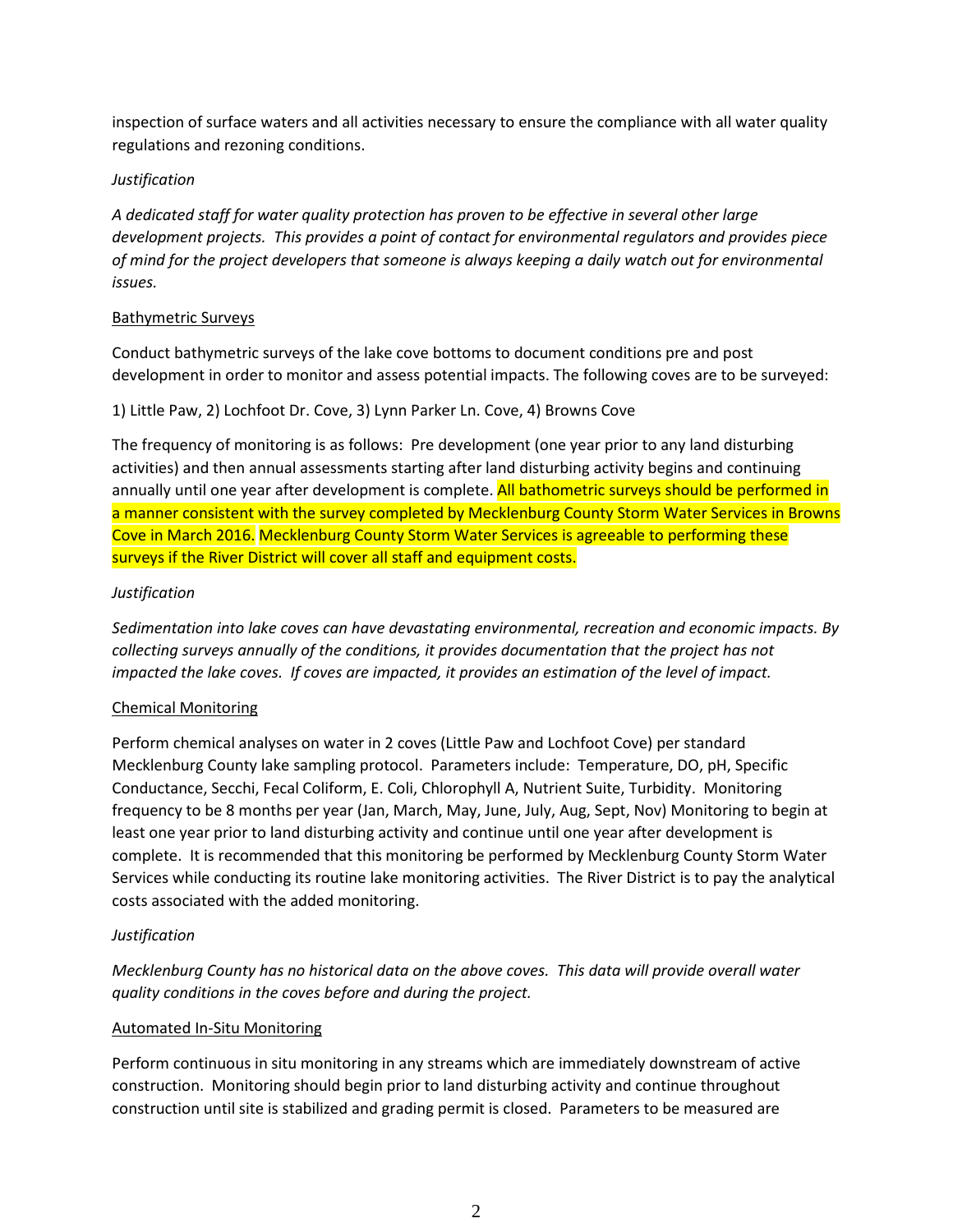inspection of surface waters and all activities necessary to ensure the compliance with all water quality regulations and rezoning conditions.

*Justification*

*A dedicated staff for water quality protection has proven to be effective in several other large development projects. This provides a point of contact for environmental regulators and provides piece of mind for the project developers that someone is always keeping a daily watch out for environmental issues.*

<u>Bathymetric Surveys</u>

Conduct bathymetric surveys of the lake cove bottoms to document conditions pre and post development in order to monitor and assess potential impacts. The following coves are to be surveyed:

1) Little Paw, 2) Lochfoot Dr. Cove, 3) Lynn Parker Ln. Cove, 4) Browns Cove

The frequency of monitoring is as follows: Pre development (one year prior to any land disturbing activities) and then annual assessments starting after land disturbing activity begins and continuing annually until one year after development is complete. All bathometric surveys should be performed in a manner consistent with the survey completed by Mecklenburg County Storm Water Services in Browns Cove in March 2016. Mecklenburg County Storm Water Services is agreeable to performing these surveys if the River District will cover all staff and equipment costs.

*Justification*

*Sedimentation into lake coves can have devastating environmental, recreation and economic impacts. By collecting surveys annually of the conditions, it provides documentation that the project has not impacted the lake coves. If coves are impacted, it provides an estimation of the level of impact.*

<u>Chemical Monitoring</u>

Perform chemical analyses on water in 2 coves (Little Paw and Lochfoot Cove) per standard Mecklenburg County lake sampling protocol. Parameters include: Temperature, DO, pH, Specific Conductance, Secchi, Fecal Coliform, E. Coli, Chlorophyll A, Nutrient Suite, Turbidity. Monitoring frequency to be 8 months per year (Jan, March, May, June, July, Aug, Sept, Nov) Monitoring to begin at least one year prior to land disturbing activity and continue until one year after development is complete. It is recommended that this monitoring be performed by Mecklenburg County Storm Water Services while conducting its routine lake monitoring activities. The River District is to pay the analytical costs associated with the added monitoring.

*Justification*

*Mecklenburg County has no historical data on the above coves. This data will provide overall water quality conditions in the coves before and during the project.*

<u>Automated In-Situ Monitoring</u>

Perform continuous in situ monitoring in any streams which are immediately downstream of active construction. Monitoring should begin prior to land disturbing activity and continue throughout construction until site is stabilized and grading permit is closed. Parameters to be measured are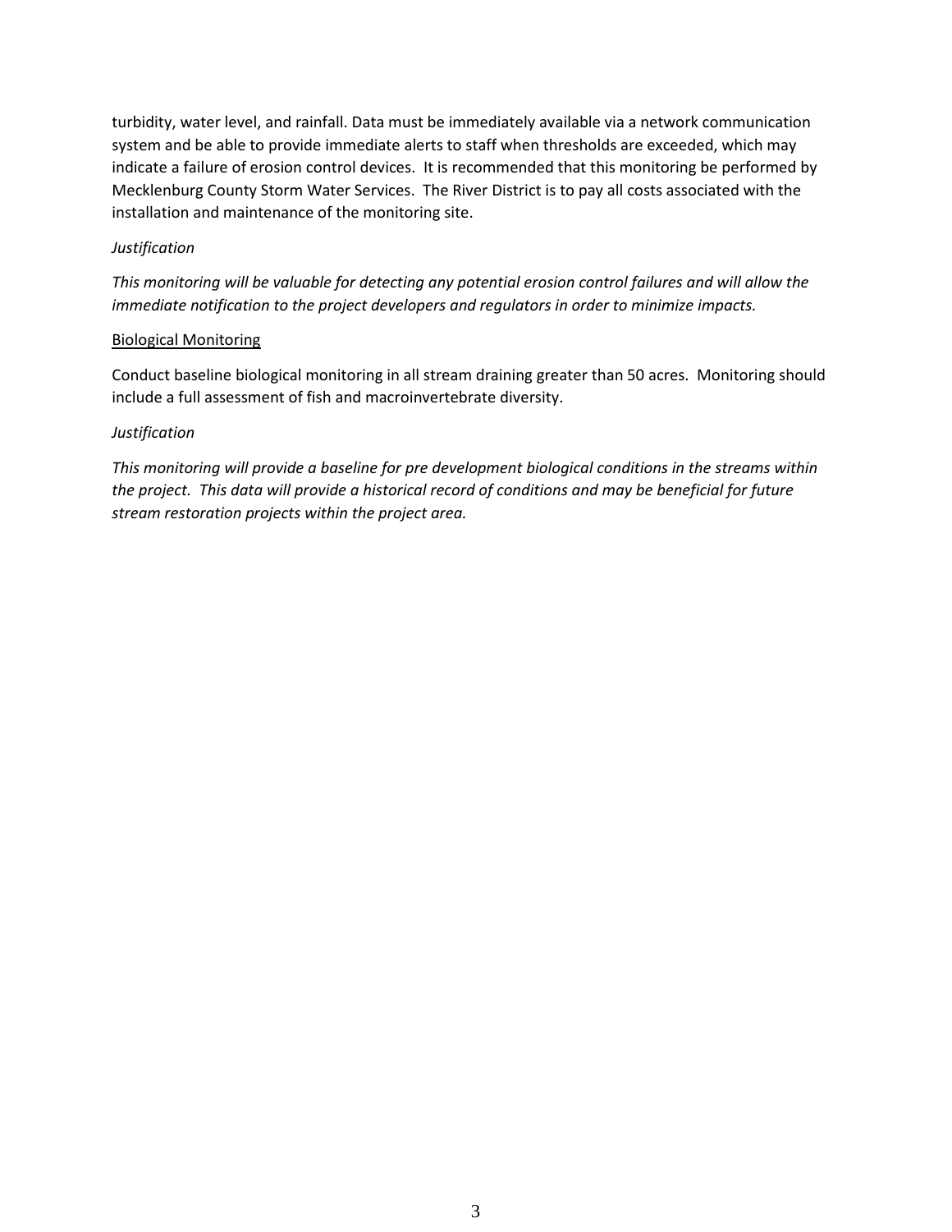turbidity, water level, and rainfall. Data must be immediately available via a network communication system and be able to provide immediate alerts to staff when thresholds are exceeded, which may indicate a failure of erosion control devices. It is recommended that this monitoring be performed by Mecklenburg County Storm Water Services. The River District is to pay all costs associated with the installation and maintenance of the monitoring site.

*Justification*

*This monitoring will be valuable for detecting any potential erosion control failures and will allow the immediate notification to the project developers and regulators in order to minimize impacts.*

<u>Biological Monitoring</u>

Conduct baseline biological monitoring in all stream draining greater than 50 acres. Monitoring should include a full assessment of fish and macroinvertebrate diversity.

*Justification*

*This monitoring will provide a baseline for pre development biological conditions in the streams within the project. This data will provide a historical record of conditions and may be beneficial for future stream restoration projects within the project area.*